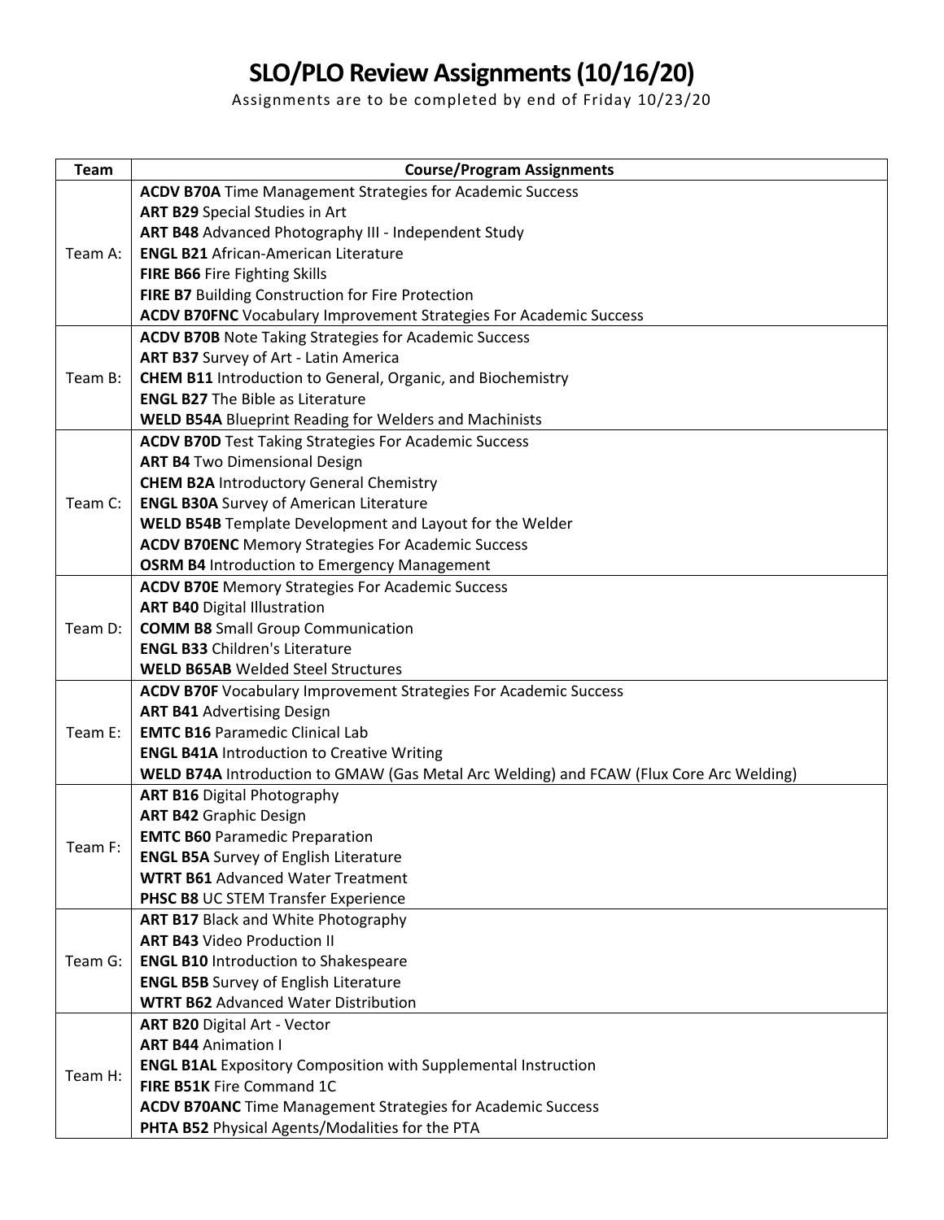# SLO/PLO Review Assignments (10/16/20)

Assignments are to be completed by end of Friday 10/23/20

| Team | Course/Program Assignments |
|---|---|
| Team A: | **ACDV B70A** Time Management Strategies for Academic Success<br>**ART B29** Special Studies in Art<br>**ART B48** Advanced Photography III - Independent Study<br>**ENGL B21** African-American Literature<br>**FIRE B66** Fire Fighting Skills<br>**FIRE B7** Building Construction for Fire Protection<br>**ACDV B70FNC** Vocabulary Improvement Strategies For Academic Success |
| Team B: | **ACDV B70B** Note Taking Strategies for Academic Success<br>**ART B37** Survey of Art - Latin America<br>**CHEM B11** Introduction to General, Organic, and Biochemistry<br>**ENGL B27** The Bible as Literature<br>**WELD B54A** Blueprint Reading for Welders and Machinists |
| Team C: | **ACDV B70D** Test Taking Strategies For Academic Success<br>**ART B4** Two Dimensional Design<br>**CHEM B2A** Introductory General Chemistry<br>**ENGL B30A** Survey of American Literature<br>**WELD B54B** Template Development and Layout for the Welder<br>**ACDV B70ENC** Memory Strategies For Academic Success<br>**OSRM B4** Introduction to Emergency Management |
| Team D: | **ACDV B70E** Memory Strategies For Academic Success<br>**ART B40** Digital Illustration<br>**COMM B8** Small Group Communication<br>**ENGL B33** Children's Literature<br>**WELD B65AB** Welded Steel Structures |
| Team E: | **ACDV B70F** Vocabulary Improvement Strategies For Academic Success<br>**ART B41** Advertising Design<br>**EMTC B16** Paramedic Clinical Lab<br>**ENGL B41A** Introduction to Creative Writing<br>**WELD B74A** Introduction to GMAW (Gas Metal Arc Welding) and FCAW (Flux Core Arc Welding) |
| Team F: | **ART B16** Digital Photography<br>**ART B42** Graphic Design<br>**EMTC B60** Paramedic Preparation<br>**ENGL B5A** Survey of English Literature<br>**WTRT B61** Advanced Water Treatment<br>**PHSC B8** UC STEM Transfer Experience |
| Team G: | **ART B17** Black and White Photography<br>**ART B43** Video Production II<br>**ENGL B10** Introduction to Shakespeare<br>**ENGL B5B** Survey of English Literature<br>**WTRT B62** Advanced Water Distribution |
| Team H: | **ART B20** Digital Art - Vector<br>**ART B44** Animation I<br>**ENGL B1AL** Expository Composition with Supplemental Instruction<br>**FIRE B51K** Fire Command 1C<br>**ACDV B70ANC** Time Management Strategies for Academic Success<br>**PHTA B52** Physical Agents/Modalities for the PTA |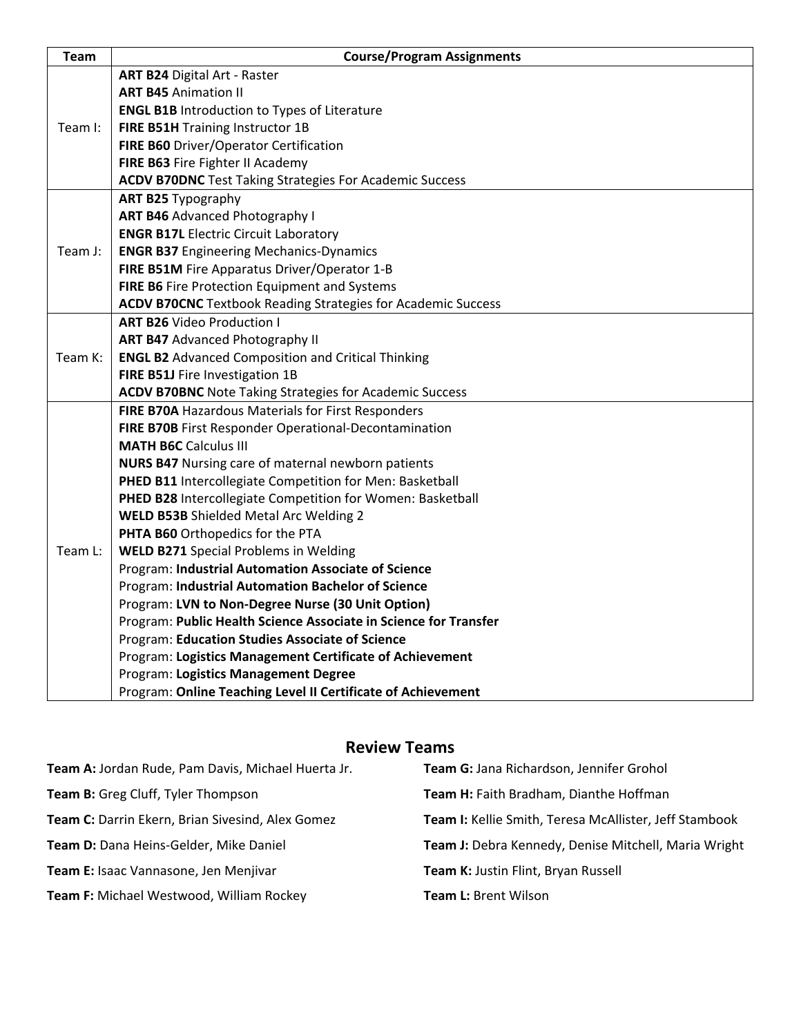| Team | Course/Program Assignments |
| --- | --- |
| Team I: | **ART B24** Digital Art - Raster<br>**ART B45** Animation II<br>**ENGL B1B** Introduction to Types of Literature<br>**FIRE B51H** Training Instructor 1B<br>**FIRE B60** Driver/Operator Certification<br>**FIRE B63** Fire Fighter II Academy<br>**ACDV B70DNC** Test Taking Strategies For Academic Success |
| Team J: | **ART B25** Typography<br>**ART B46** Advanced Photography I<br>**ENGR B17L** Electric Circuit Laboratory<br>**ENGR B37** Engineering Mechanics-Dynamics<br>**FIRE B51M** Fire Apparatus Driver/Operator 1-B<br>**FIRE B6** Fire Protection Equipment and Systems<br>**ACDV B70CNC** Textbook Reading Strategies for Academic Success |
| Team K: | **ART B26** Video Production I<br>**ART B47** Advanced Photography II<br>**ENGL B2** Advanced Composition and Critical Thinking<br>**FIRE B51J** Fire Investigation 1B<br>**ACDV B70BNC** Note Taking Strategies for Academic Success |
| Team L: | **FIRE B70A** Hazardous Materials for First Responders<br>**FIRE B70B** First Responder Operational-Decontamination<br>**MATH B6C** Calculus III<br>**NURS B47** Nursing care of maternal newborn patients<br>**PHED B11** Intercollegiate Competition for Men: Basketball<br>**PHED B28** Intercollegiate Competition for Women: Basketball<br>**WELD B53B** Shielded Metal Arc Welding 2<br>**PHTA B60** Orthopedics for the PTA<br>**WELD B271** Special Problems in Welding<br>Program: **Industrial Automation Associate of Science**<br>Program: **Industrial Automation Bachelor of Science**<br>Program: **LVN to Non-Degree Nurse (30 Unit Option)**<br>Program: **Public Health Science Associate in Science for Transfer**<br>Program: **Education Studies Associate of Science**<br>Program: **Logistics Management Certificate of Achievement**<br>Program: **Logistics Management Degree**<br>Program: **Online Teaching Level II Certificate of Achievement** |

## Review Teams

**Team A:** Jordan Rude, Pam Davis, Michael Huerta Jr.

**Team B:** Greg Cluff, Tyler Thompson

**Team C:** Darrin Ekern, Brian Sivesind, Alex Gomez

**Team D:** Dana Heins-Gelder, Mike Daniel

**Team E:** Isaac Vannasone, Jen Menjivar

**Team F:** Michael Westwood, William Rockey

**Team G:** Jana Richardson, Jennifer Grohol

**Team H:** Faith Bradham, Dianthe Hoffman

**Team I:** Kellie Smith, Teresa McAllister, Jeff Stambook

**Team J:** Debra Kennedy, Denise Mitchell, Maria Wright

**Team K:** Justin Flint, Bryan Russell

**Team L:** Brent Wilson